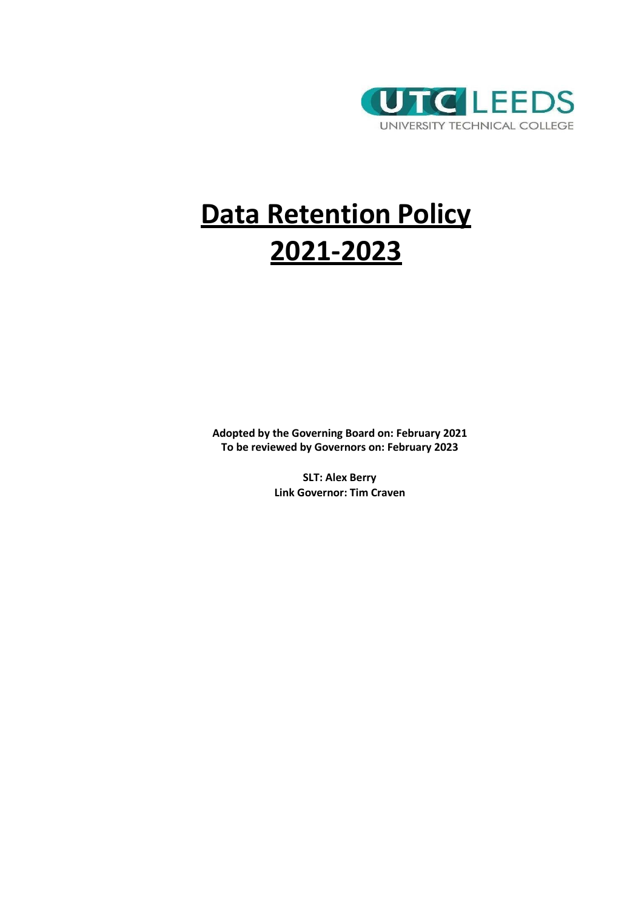UTC LEEDS
UNIVERSITY TECHNICAL COLLEGE

# Data Retention Policy 2021-2023

**Adopted by the Governing Board on: February 2021**
**To be reviewed by Governors on: February 2023**

**SLT: Alex Berry**
**Link Governor: Tim Craven**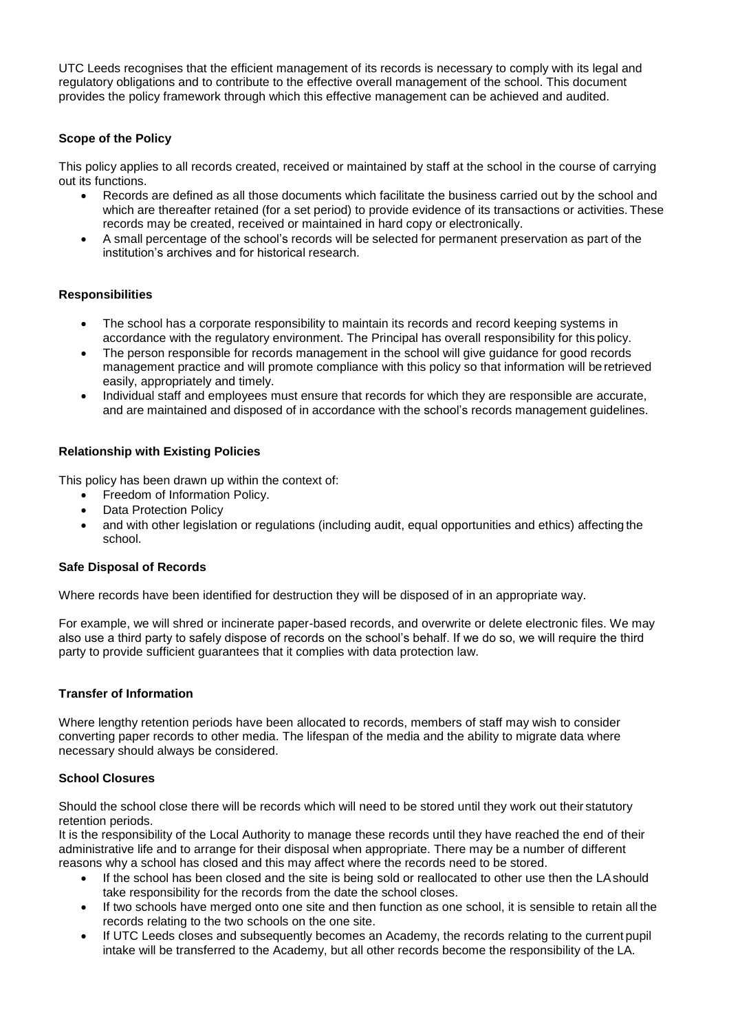UTC Leeds recognises that the efficient management of its records is necessary to comply with its legal and regulatory obligations and to contribute to the effective overall management of the school. This document provides the policy framework through which this effective management can be achieved and audited.

**Scope of the Policy**

This policy applies to all records created, received or maintained by staff at the school in the course of carrying out its functions.

- Records are defined as all those documents which facilitate the business carried out by the school and which are thereafter retained (for a set period) to provide evidence of its transactions or activities. These records may be created, received or maintained in hard copy or electronically.
- A small percentage of the school's records will be selected for permanent preservation as part of the institution's archives and for historical research.

**Responsibilities**

- The school has a corporate responsibility to maintain its records and record keeping systems in accordance with the regulatory environment. The Principal has overall responsibility for this policy.
- The person responsible for records management in the school will give guidance for good records management practice and will promote compliance with this policy so that information will be retrieved easily, appropriately and timely.
- Individual staff and employees must ensure that records for which they are responsible are accurate, and are maintained and disposed of in accordance with the school's records management guidelines.

**Relationship with Existing Policies**

This policy has been drawn up within the context of:

- Freedom of Information Policy.
- Data Protection Policy
- and with other legislation or regulations (including audit, equal opportunities and ethics) affecting the school.

**Safe Disposal of Records**

Where records have been identified for destruction they will be disposed of in an appropriate way.

For example, we will shred or incinerate paper-based records, and overwrite or delete electronic files. We may also use a third party to safely dispose of records on the school's behalf. If we do so, we will require the third party to provide sufficient guarantees that it complies with data protection law.

**Transfer of Information**

Where lengthy retention periods have been allocated to records, members of staff may wish to consider converting paper records to other media. The lifespan of the media and the ability to migrate data where necessary should always be considered.

**School Closures**

Should the school close there will be records which will need to be stored until they work out their statutory retention periods.

It is the responsibility of the Local Authority to manage these records until they have reached the end of their administrative life and to arrange for their disposal when appropriate. There may be a number of different reasons why a school has closed and this may affect where the records need to be stored.

- If the school has been closed and the site is being sold or reallocated to other use then the LA should take responsibility for the records from the date the school closes.
- If two schools have merged onto one site and then function as one school, it is sensible to retain all the records relating to the two schools on the one site.
- If UTC Leeds closes and subsequently becomes an Academy, the records relating to the current pupil intake will be transferred to the Academy, but all other records become the responsibility of the LA.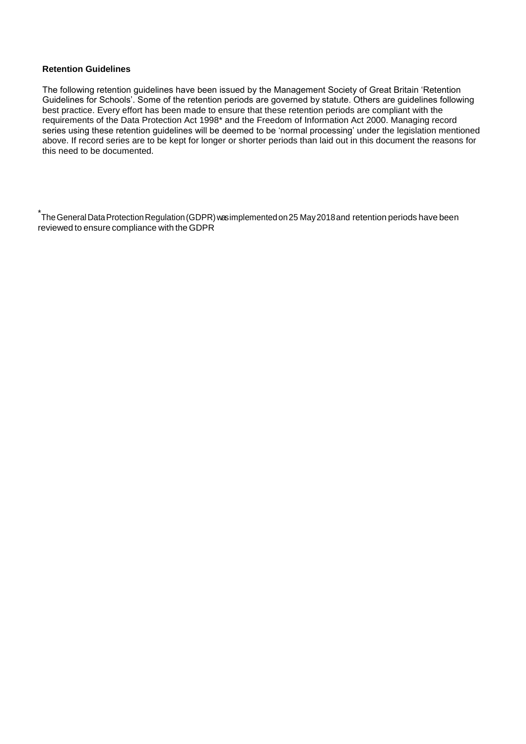**Retention Guidelines**

The following retention guidelines have been issued by the Management Society of Great Britain 'Retention Guidelines for Schools'. Some of the retention periods are governed by statute. Others are guidelines following best practice. Every effort has been made to ensure that these retention periods are compliant with the requirements of the Data Protection Act 1998* and the Freedom of Information Act 2000. Managing record series using these retention guidelines will be deemed to be 'normal processing' under the legislation mentioned above. If record series are to be kept for longer or shorter periods than laid out in this document the reasons for this need to be documented.

* The General Data Protection Regulation (GDPR) was implemented on 25 May 2018 and retention periods have been reviewed to ensure compliance with the GDPR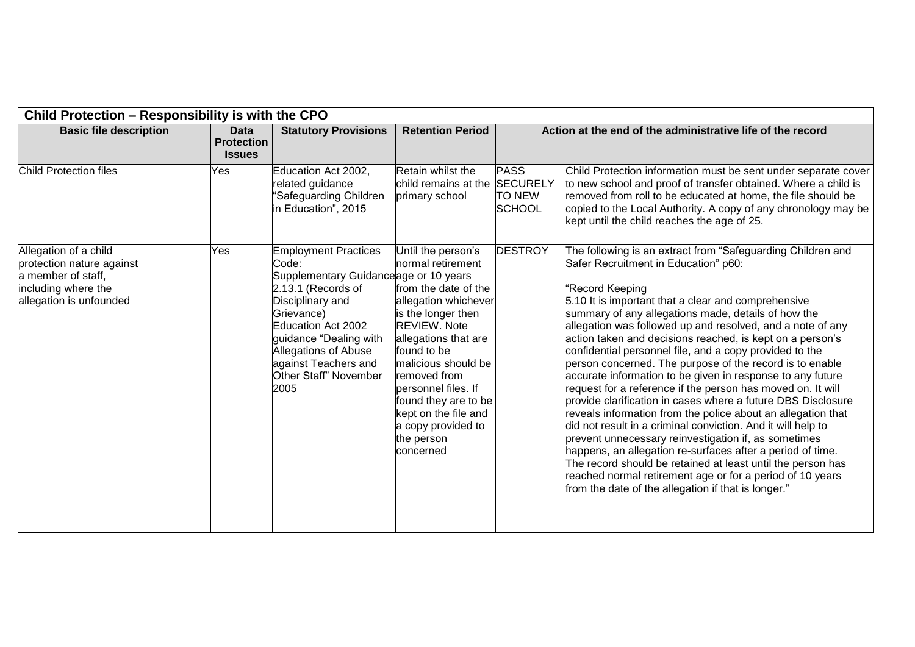| Child Protection – Responsibility is with the CPO | | | | | |
|---|---|---|---|---|---|
| **Basic file description** | **Data Protection Issues** | **Statutory Provisions** | **Retention Period** | **Action at the end of the administrative life of the record** | |
| Child Protection files | Yes | Education Act 2002, related guidance "Safeguarding Children in Education", 2015 | Retain whilst the child remains at the primary school | PASS SECURELY TO NEW SCHOOL | Child Protection information must be sent under separate cover to new school and proof of transfer obtained. Where a child is removed from roll to be educated at home, the file should be copied to the Local Authority. A copy of any chronology may be kept until the child reaches the age of 25. |
| Allegation of a child protection nature against a member of staff, including where the allegation is unfounded | Yes | Employment Practices Code: Supplementary Guidance 2.13.1 (Records of Disciplinary and Grievance) Education Act 2002 guidance "Dealing with Allegations of Abuse against Teachers and Other Staff" November 2005 | Until the person's normal retirement age or 10 years from the date of the allegation whichever is the longer then REVIEW. Note allegations that are found to be malicious should be removed from personnel files. If found they are to be kept on the file and a copy provided to the person concerned | DESTROY | The following is an extract from "Safeguarding Children and Safer Recruitment in Education" p60:<br><br>"Record Keeping<br>5.10 It is important that a clear and comprehensive summary of any allegations made, details of how the allegation was followed up and resolved, and a note of any action taken and decisions reached, is kept on a person's confidential personnel file, and a copy provided to the person concerned. The purpose of the record is to enable accurate information to be given in response to any future request for a reference if the person has moved on. It will provide clarification in cases where a future DBS Disclosure reveals information from the police about an allegation that did not result in a criminal conviction. And it will help to prevent unnecessary reinvestigation if, as sometimes happens, an allegation re-surfaces after a period of time. The record should be retained at least until the person has reached normal retirement age or for a period of 10 years from the date of the allegation if that is longer." |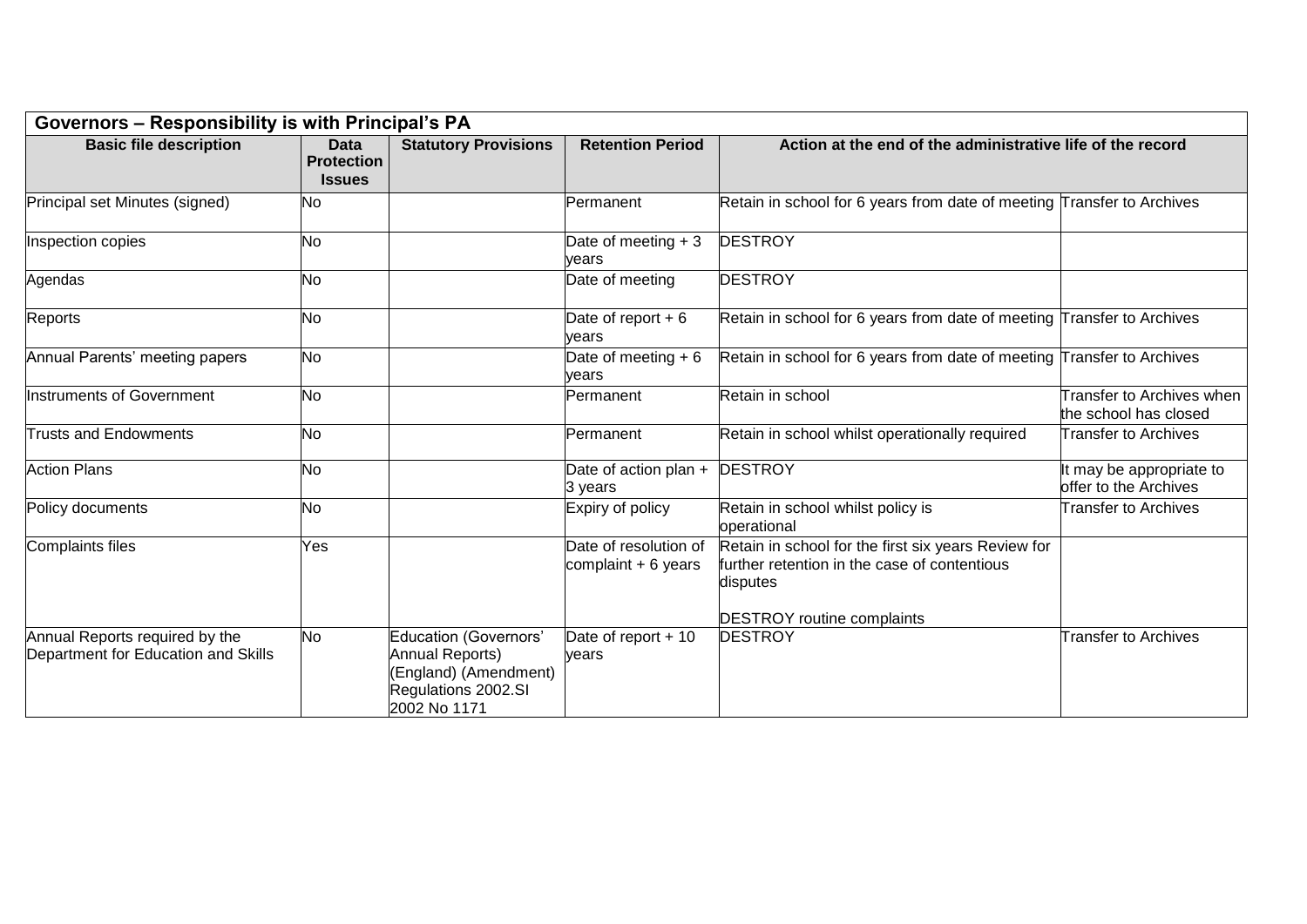| Governors – Responsibility is with Principal's PA | | | | | |
|---|---|---|---|---|---|
| **Basic file description** | **Data Protection Issues** | **Statutory Provisions** | **Retention Period** | **Action at the end of the administrative life of the record** | |
| Principal set Minutes (signed) | No | | Permanent | Retain in school for 6 years from date of meeting | Transfer to Archives |
| Inspection copies | No | | Date of meeting + 3 years | DESTROY | |
| Agendas | No | | Date of meeting | DESTROY | |
| Reports | No | | Date of report + 6 years | Retain in school for 6 years from date of meeting | Transfer to Archives |
| Annual Parents' meeting papers | No | | Date of meeting + 6 years | Retain in school for 6 years from date of meeting | Transfer to Archives |
| Instruments of Government | No | | Permanent | Retain in school | Transfer to Archives when the school has closed |
| Trusts and Endowments | No | | Permanent | Retain in school whilst operationally required | Transfer to Archives |
| Action Plans | No | | Date of action plan + 3 years | DESTROY | It may be appropriate to offer to the Archives |
| Policy documents | No | | Expiry of policy | Retain in school whilst policy is operational | Transfer to Archives |
| Complaints files | Yes | | Date of resolution of complaint + 6 years | Retain in school for the first six years Review for further retention in the case of contentious disputes<br><br>DESTROY routine complaints | |
| Annual Reports required by the Department for Education and Skills | No | Education (Governors' Annual Reports) (England) (Amendment) Regulations 2002.SI 2002 No 1171 | Date of report + 10 years | DESTROY | Transfer to Archives |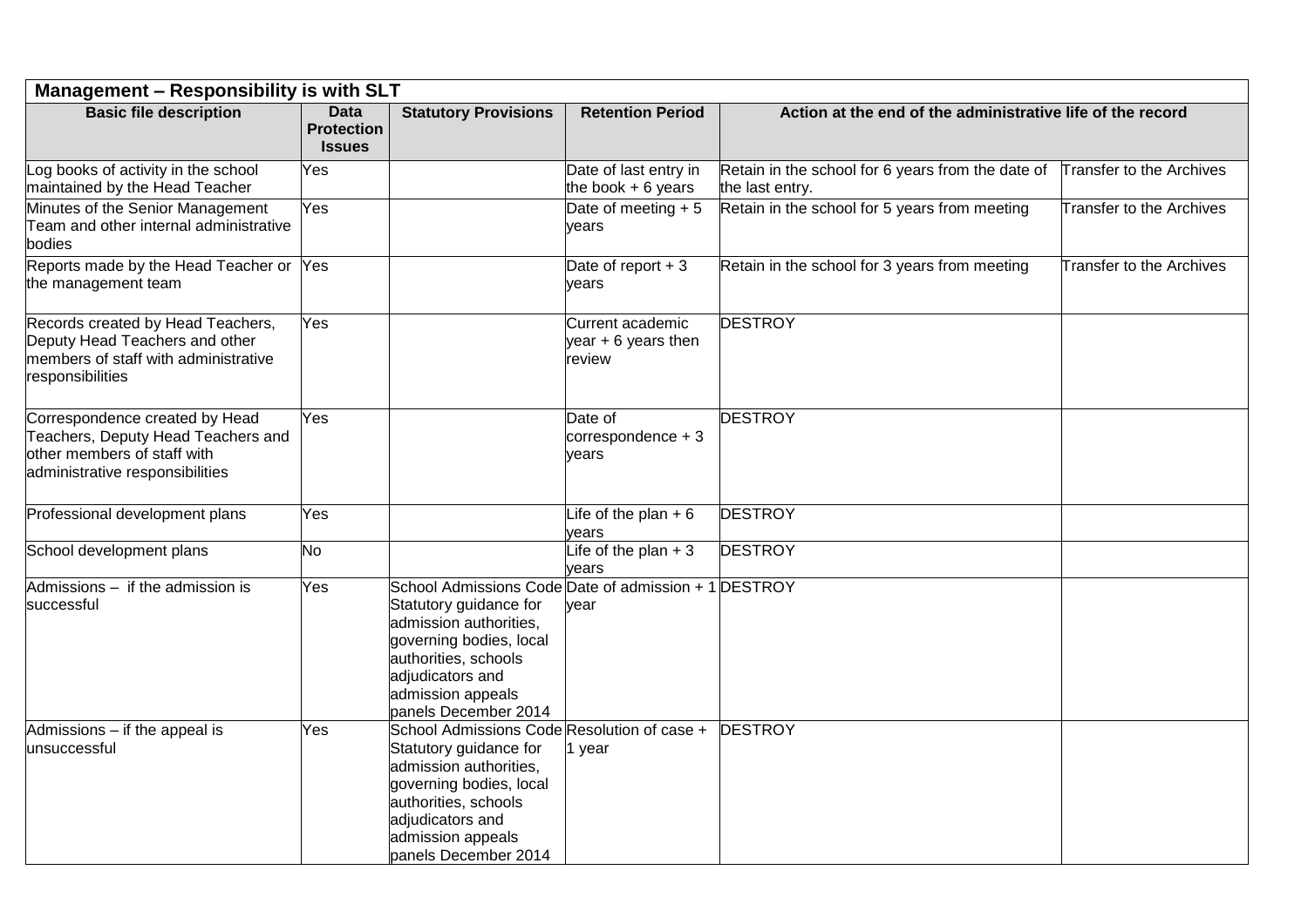| Management – Responsibility is with SLT | | | | | |
|---|---|---|---|---|---|
| **Basic file description** | **Data Protection Issues** | **Statutory Provisions** | **Retention Period** | **Action at the end of the administrative life of the record** | |
| Log books of activity in the school maintained by the Head Teacher | Yes | | Date of last entry in the book + 6 years | Retain in the school for 6 years from the date of the last entry. | Transfer to the Archives |
| Minutes of the Senior Management Team and other internal administrative bodies | Yes | | Date of meeting + 5 years | Retain in the school for 5 years from meeting | Transfer to the Archives |
| Reports made by the Head Teacher or the management team | Yes | | Date of report + 3 years | Retain in the school for 3 years from meeting | Transfer to the Archives |
| Records created by Head Teachers, Deputy Head Teachers and other members of staff with administrative responsibilities | Yes | | Current academic year + 6 years then review | DESTROY | |
| Correspondence created by Head Teachers, Deputy Head Teachers and other members of staff with administrative responsibilities | Yes | | Date of correspondence + 3 years | DESTROY | |
| Professional development plans | Yes | | Life of the plan + 6 years | DESTROY | |
| School development plans | No | | Life of the plan + 3 years | DESTROY | |
| Admissions – if the admission is successful | Yes | School Admissions Code Statutory guidance for admission authorities, governing bodies, local authorities, schools adjudicators and admission appeals panels December 2014 | Date of admission + 1 year | DESTROY | |
| Admissions – if the appeal is unsuccessful | Yes | School Admissions Code Statutory guidance for admission authorities, governing bodies, local authorities, schools adjudicators and admission appeals panels December 2014 | Resolution of case + 1 year | DESTROY | |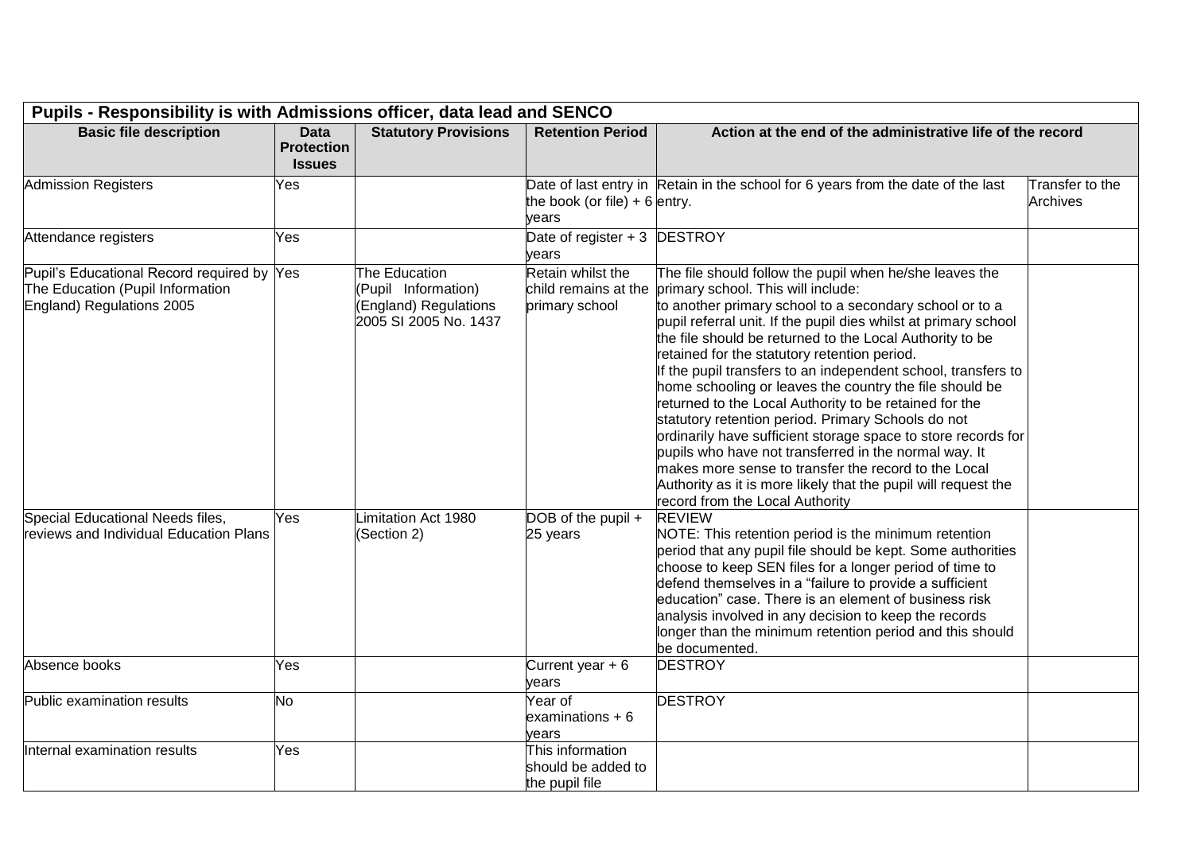| Pupils - Responsibility is with Admissions officer, data lead and SENCO | | | | | |
|---|---|---|---|---|---|
| **Basic file description** | **Data Protection Issues** | **Statutory Provisions** | **Retention Period** | **Action at the end of the administrative life of the record** | |
| Admission Registers | Yes | | Date of last entry in the book (or file) + 6 years | Retain in the school for 6 years from the date of the last entry. | Transfer to the Archives |
| Attendance registers | Yes | | Date of register + 3 years | DESTROY | |
| Pupil's Educational Record required by The Education (Pupil Information England) Regulations 2005 | Yes | The Education (Pupil Information) (England) Regulations 2005 SI 2005 No. 1437 | Retain whilst the child remains at the primary school | The file should follow the pupil when he/she leaves the primary school. This will include: to another primary school to a secondary school or to a pupil referral unit. If the pupil dies whilst at primary school the file should be returned to the Local Authority to be retained for the statutory retention period. If the pupil transfers to an independent school, transfers to home schooling or leaves the country the file should be returned to the Local Authority to be retained for the statutory retention period. Primary Schools do not ordinarily have sufficient storage space to store records for pupils who have not transferred in the normal way. It makes more sense to transfer the record to the Local Authority as it is more likely that the pupil will request the record from the Local Authority | |
| Special Educational Needs files, reviews and Individual Education Plans | Yes | Limitation Act 1980 (Section 2) | DOB of the pupil + 25 years | REVIEW NOTE: This retention period is the minimum retention period that any pupil file should be kept. Some authorities choose to keep SEN files for a longer period of time to defend themselves in a "failure to provide a sufficient education" case. There is an element of business risk analysis involved in any decision to keep the records longer than the minimum retention period and this should be documented. | |
| Absence books | Yes | | Current year + 6 years | DESTROY | |
| Public examination results | No | | Year of examinations + 6 years | DESTROY | |
| Internal examination results | Yes | | This information should be added to the pupil file | | |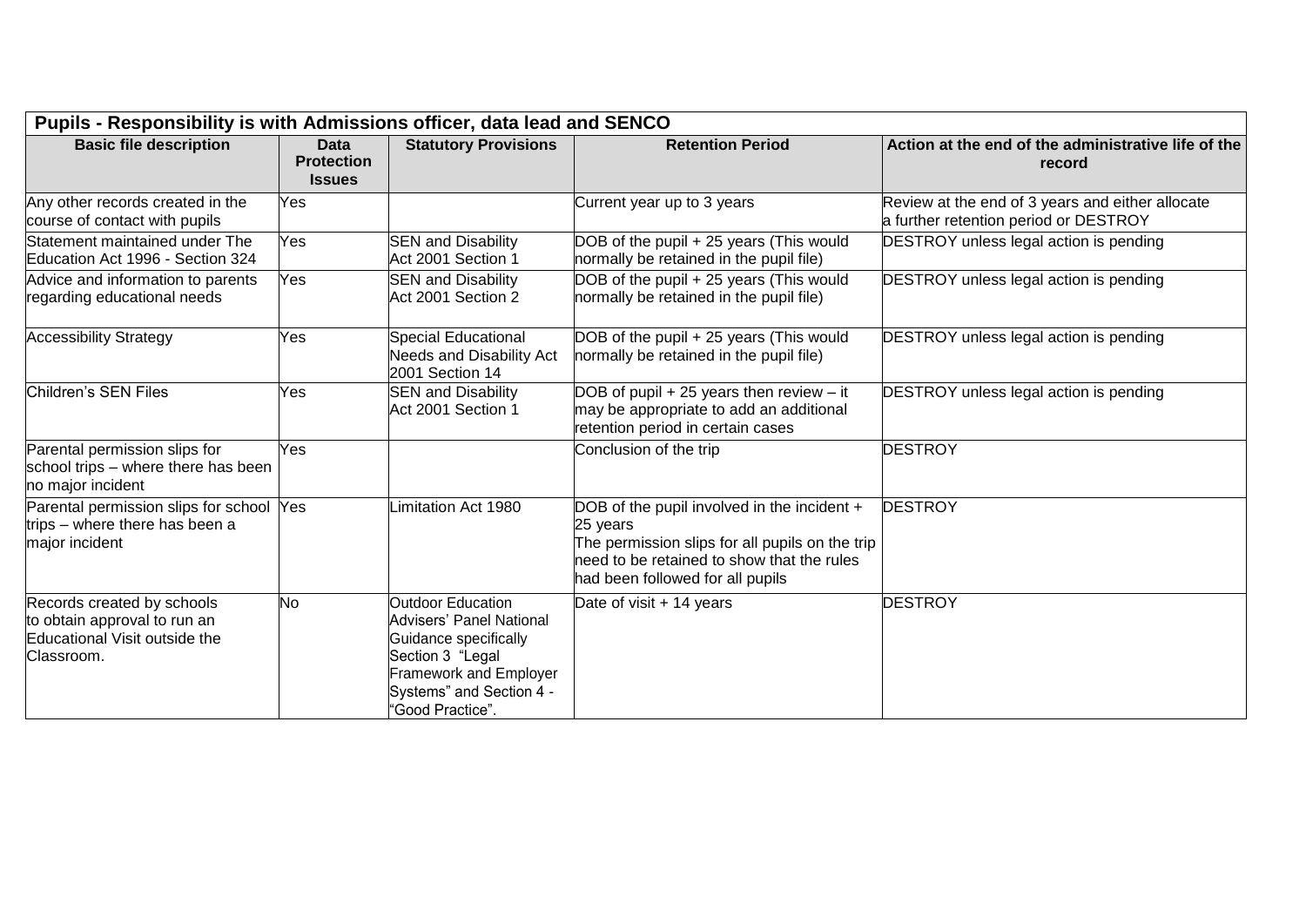| Pupils - Responsibility is with Admissions officer, data lead and SENCO | | | | |
|---|---|---|---|---|
| **Basic file description** | **Data Protection Issues** | **Statutory Provisions** | **Retention Period** | **Action at the end of the administrative life of the record** |
| Any other records created in the course of contact with pupils | Yes | | Current year up to 3 years | Review at the end of 3 years and either allocate a further retention period or DESTROY |
| Statement maintained under The Education Act 1996 - Section 324 | Yes | SEN and Disability Act 2001 Section 1 | DOB of the pupil + 25 years (This would normally be retained in the pupil file) | DESTROY unless legal action is pending |
| Advice and information to parents regarding educational needs | Yes | SEN and Disability Act 2001 Section 2 | DOB of the pupil + 25 years (This would normally be retained in the pupil file) | DESTROY unless legal action is pending |
| Accessibility Strategy | Yes | Special Educational Needs and Disability Act 2001 Section 14 | DOB of the pupil + 25 years (This would normally be retained in the pupil file) | DESTROY unless legal action is pending |
| Children's SEN Files | Yes | SEN and Disability Act 2001 Section 1 | DOB of pupil + 25 years then review – it may be appropriate to add an additional retention period in certain cases | DESTROY unless legal action is pending |
| Parental permission slips for school trips – where there has been no major incident | Yes | | Conclusion of the trip | DESTROY |
| Parental permission slips for school trips – where there has been a major incident | Yes | Limitation Act 1980 | DOB of the pupil involved in the incident + 25 years<br>The permission slips for all pupils on the trip need to be retained to show that the rules had been followed for all pupils | DESTROY |
| Records created by schools to obtain approval to run an Educational Visit outside the Classroom. | No | Outdoor Education Advisers' Panel National Guidance specifically Section 3 "Legal Framework and Employer Systems" and Section 4 - "Good Practice". | Date of visit + 14 years | DESTROY |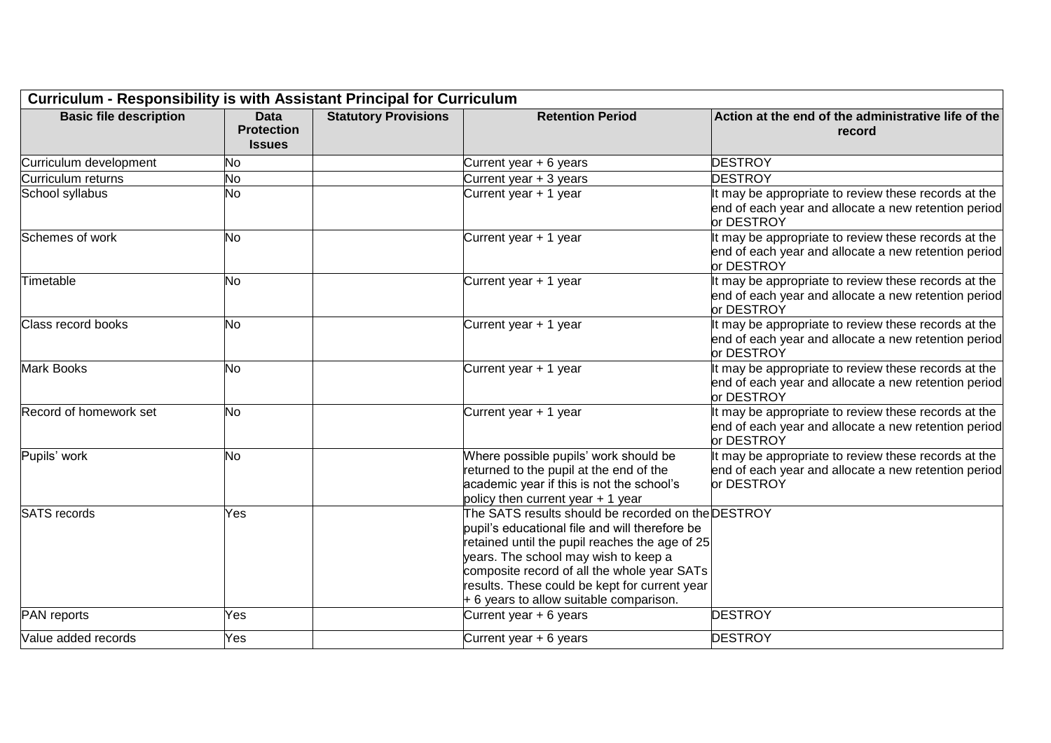| Curriculum - Responsibility is with Assistant Principal for Curriculum | | | | |
|---|---|---|---|---|
| **Basic file description** | **Data Protection Issues** | **Statutory Provisions** | **Retention Period** | **Action at the end of the administrative life of the record** |
| Curriculum development | No | | Current year + 6 years | DESTROY |
| Curriculum returns | No | | Current year + 3 years | DESTROY |
| School syllabus | No | | Current year + 1 year | It may be appropriate to review these records at the end of each year and allocate a new retention period or DESTROY |
| Schemes of work | No | | Current year + 1 year | It may be appropriate to review these records at the end of each year and allocate a new retention period or DESTROY |
| Timetable | No | | Current year + 1 year | It may be appropriate to review these records at the end of each year and allocate a new retention period or DESTROY |
| Class record books | No | | Current year + 1 year | It may be appropriate to review these records at the end of each year and allocate a new retention period or DESTROY |
| Mark Books | No | | Current year + 1 year | It may be appropriate to review these records at the end of each year and allocate a new retention period or DESTROY |
| Record of homework set | No | | Current year + 1 year | It may be appropriate to review these records at the end of each year and allocate a new retention period or DESTROY |
| Pupils' work | No | | Where possible pupils' work should be returned to the pupil at the end of the academic year if this is not the school's policy then current year + 1 year | It may be appropriate to review these records at the end of each year and allocate a new retention period or DESTROY |
| SATS records | Yes | | The SATS results should be recorded on the pupil's educational file and will therefore be retained until the pupil reaches the age of 25 years. The school may wish to keep a composite record of all the whole year SATs results. These could be kept for current year + 6 years to allow suitable comparison. | DESTROY |
| PAN reports | Yes | | Current year + 6 years | DESTROY |
| Value added records | Yes | | Current year + 6 years | DESTROY |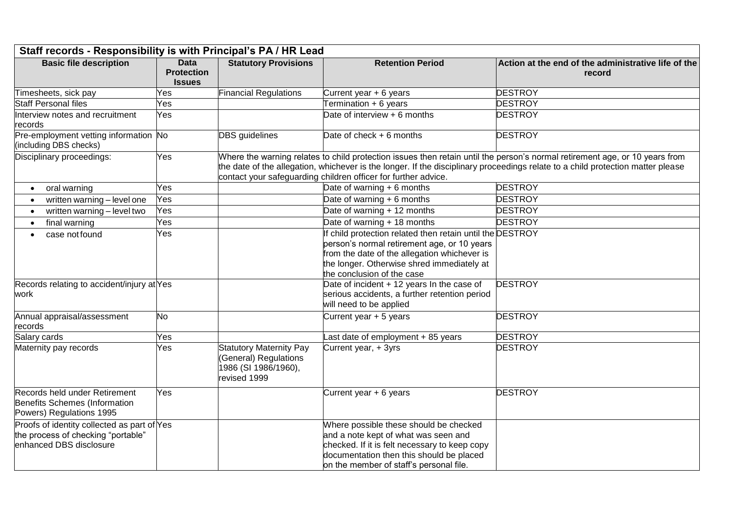| Staff records - Responsibility is with Principal's PA / HR Lead | | | | |
|---|---|---|---|---|
| **Basic file description** | **Data Protection Issues** | **Statutory Provisions** | **Retention Period** | **Action at the end of the administrative life of the record** |
| Timesheets, sick pay | Yes | Financial Regulations | Current year + 6 years | DESTROY |
| Staff Personal files | Yes | | Termination + 6 years | DESTROY |
| Interview notes and recruitment records | Yes | | Date of interview + 6 months | DESTROY |
| Pre-employment vetting information (including DBS checks) | No | DBS guidelines | Date of check + 6 months | DESTROY |
| Disciplinary proceedings: | Yes | Where the warning relates to child protection issues then retain until the person's normal retirement age, or 10 years from the date of the allegation, whichever is the longer. If the disciplinary proceedings relate to a child protection matter please contact your safeguarding children officer for further advice. | | |
| • oral warning | Yes | | Date of warning + 6 months | DESTROY |
| • written warning – level one | Yes | | Date of warning + 6 months | DESTROY |
| • written warning – level two | Yes | | Date of warning + 12 months | DESTROY |
| • final warning | Yes | | Date of warning + 18 months | DESTROY |
| • case not found | Yes | | If child protection related then retain until the person's normal retirement age, or 10 years from the date of the allegation whichever is the longer. Otherwise shred immediately at the conclusion of the case | DESTROY |
| Records relating to accident/injury at work | Yes | | Date of incident + 12 years In the case of serious accidents, a further retention period will need to be applied | DESTROY |
| Annual appraisal/assessment records | No | | Current year + 5 years | DESTROY |
| Salary cards | Yes | | Last date of employment + 85 years | DESTROY |
| Maternity pay records | Yes | Statutory Maternity Pay (General) Regulations 1986 (SI 1986/1960), revised 1999 | Current year, + 3yrs | DESTROY |
| Records held under Retirement Benefits Schemes (Information Powers) Regulations 1995 | Yes | | Current year + 6 years | DESTROY |
| Proofs of identity collected as part of the process of checking "portable" enhanced DBS disclosure | Yes | | Where possible these should be checked and a note kept of what was seen and checked. If it is felt necessary to keep copy documentation then this should be placed on the member of staff's personal file. | |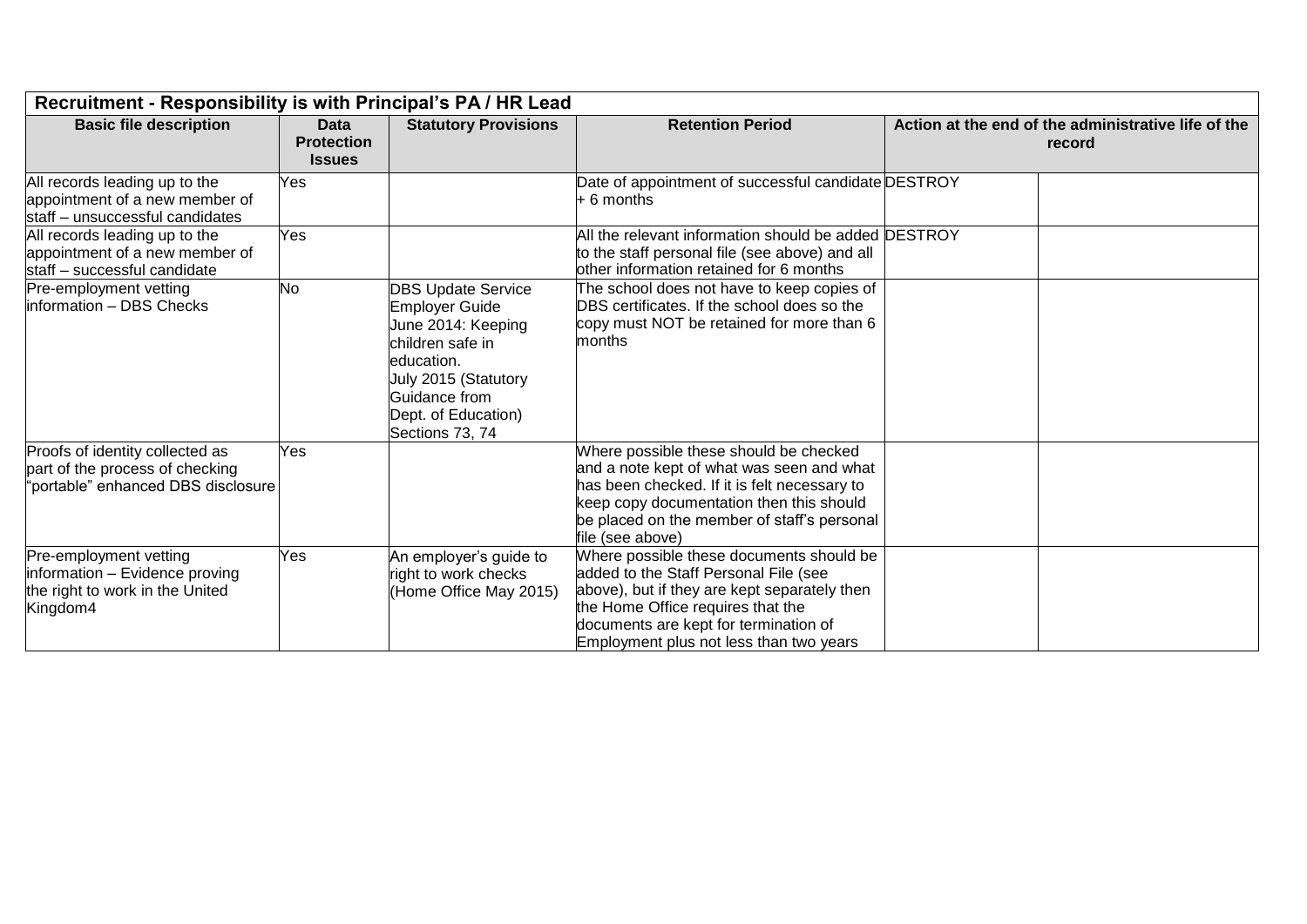| Recruitment - Responsibility is with Principal's PA / HR Lead | | | | | |
|---|---|---|---|---|---|
| **Basic file description** | **Data Protection Issues** | **Statutory Provisions** | **Retention Period** | **Action at the end of the administrative life of the record** | |
| All records leading up to the appointment of a new member of staff – unsuccessful candidates | Yes | | Date of appointment of successful candidate + 6 months | DESTROY | |
| All records leading up to the appointment of a new member of staff – successful candidate | Yes | | All the relevant information should be added to the staff personal file (see above) and all other information retained for 6 months | DESTROY | |
| Pre-employment vetting information – DBS Checks | No | DBS Update Service Employer Guide June 2014: Keeping children safe in education. July 2015 (Statutory Guidance from Dept. of Education) Sections 73, 74 | The school does not have to keep copies of DBS certificates. If the school does so the copy must NOT be retained for more than 6 months | | |
| Proofs of identity collected as part of the process of checking "portable" enhanced DBS disclosure | Yes | | Where possible these should be checked and a note kept of what was seen and what has been checked. If it is felt necessary to keep copy documentation then this should be placed on the member of staff's personal file (see above) | | |
| Pre-employment vetting information – Evidence proving the right to work in the United Kingdom4 | Yes | An employer's guide to right to work checks (Home Office May 2015) | Where possible these documents should be added to the Staff Personal File (see above), but if they are kept separately then the Home Office requires that the documents are kept for termination of Employment plus not less than two years | | |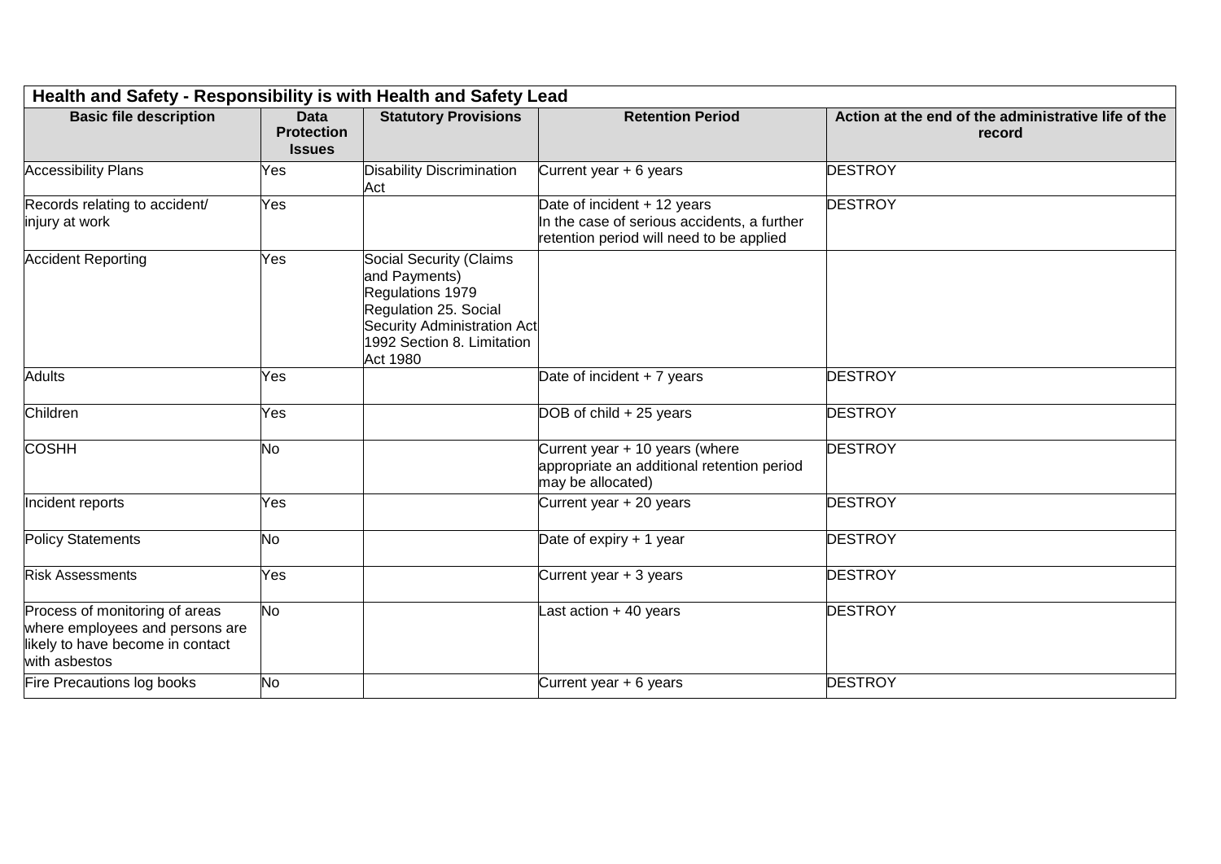| **Health and Safety - Responsibility is with Health and Safety Lead** | | | | |
|---|---|---|---|---|
| **Basic file description** | **Data Protection Issues** | **Statutory Provisions** | **Retention Period** | **Action at the end of the administrative life of the record** |
| Accessibility Plans | Yes | Disability Discrimination Act | Current year + 6 years | DESTROY |
| Records relating to accident/ injury at work | Yes | | Date of incident + 12 years In the case of serious accidents, a further retention period will need to be applied | DESTROY |
| Accident Reporting | Yes | Social Security (Claims and Payments) Regulations 1979 Regulation 25. Social Security Administration Act 1992 Section 8. Limitation Act 1980 | | |
| Adults | Yes | | Date of incident + 7 years | DESTROY |
| Children | Yes | | DOB of child + 25 years | DESTROY |
| COSHH | No | | Current year + 10 years (where appropriate an additional retention period may be allocated) | DESTROY |
| Incident reports | Yes | | Current year + 20 years | DESTROY |
| Policy Statements | No | | Date of expiry + 1 year | DESTROY |
| Risk Assessments | Yes | | Current year + 3 years | DESTROY |
| Process of monitoring of areas where employees and persons are likely to have become in contact with asbestos | No | | Last action + 40 years | DESTROY |
| Fire Precautions log books | No | | Current year + 6 years | DESTROY |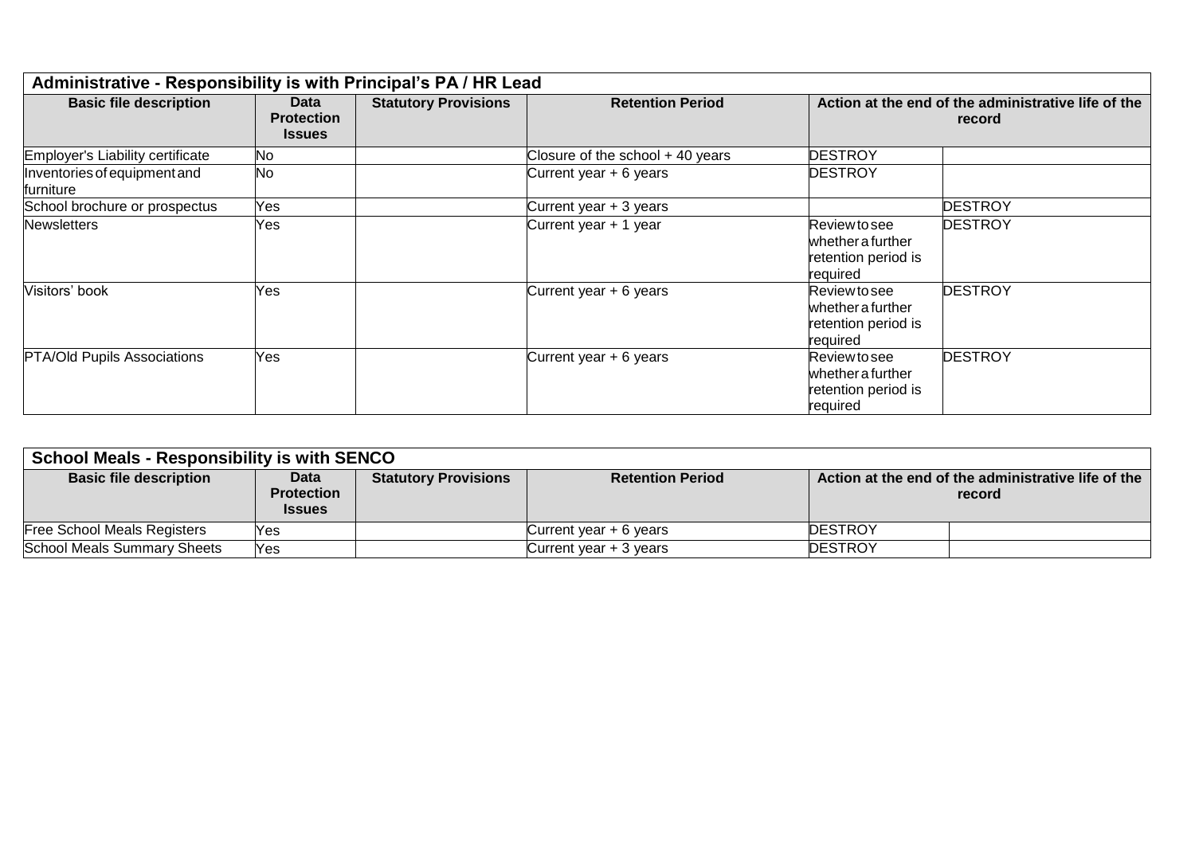| Administrative - Responsibility is with Principal's PA / HR Lead | | | | | |
|---|---|---|---|---|---|
| **Basic file description** | **Data Protection Issues** | **Statutory Provisions** | **Retention Period** | **Action at the end of the administrative life of the record** | |
| Employer's Liability certificate | No | | Closure of the school + 40 years | DESTROY | |
| Inventories of equipment and furniture | No | | Current year + 6 years | DESTROY | |
| School brochure or prospectus | Yes | | Current year + 3 years | | DESTROY |
| Newsletters | Yes | | Current year + 1 year | Review to see whether a further retention period is required | DESTROY |
| Visitors' book | Yes | | Current year + 6 years | Review to see whether a further retention period is required | DESTROY |
| PTA/Old Pupils Associations | Yes | | Current year + 6 years | Review to see whether a further retention period is required | DESTROY |

| School Meals - Responsibility is with SENCO | | | | | |
|---|---|---|---|---|---|
| **Basic file description** | **Data Protection Issues** | **Statutory Provisions** | **Retention Period** | **Action at the end of the administrative life of the record** | |
| Free School Meals Registers | Yes | | Current year + 6 years | DESTROY | |
| School Meals Summary Sheets | Yes | | Current year + 3 years | DESTROY | |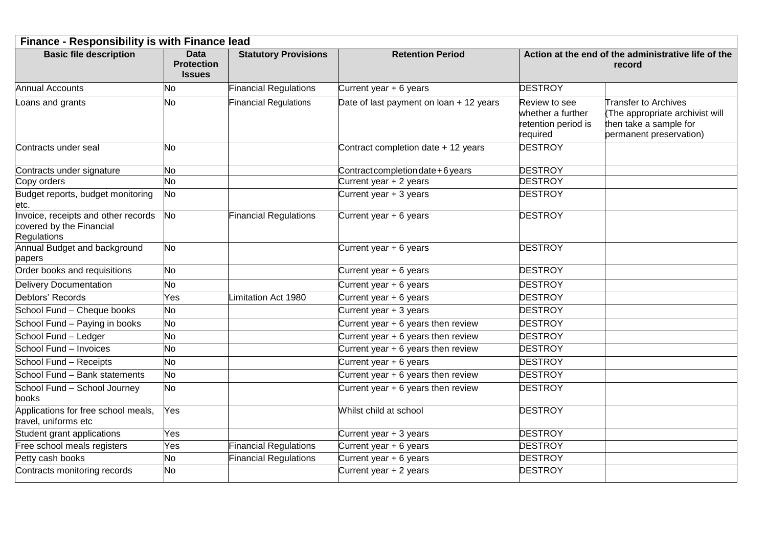| Finance - Responsibility is with Finance lead | | | | | |
|---|---|---|---|---|---|
| **Basic file description** | **Data Protection Issues** | **Statutory Provisions** | **Retention Period** | **Action at the end of the administrative life of the record** | |
| Annual Accounts | No | Financial Regulations | Current year + 6 years | DESTROY | |
| Loans and grants | No | Financial Regulations | Date of last payment on loan + 12 years | Review to see whether a further retention period is required | Transfer to Archives (The appropriate archivist will then take a sample for permanent preservation) |
| Contracts under seal | No | | Contract completion date + 12 years | DESTROY | |
| Contracts under signature | No | | Contract completion date + 6 years | DESTROY | |
| Copy orders | No | | Current year + 2 years | DESTROY | |
| Budget reports, budget monitoring etc. | No | | Current year + 3 years | DESTROY | |
| Invoice, receipts and other records covered by the Financial Regulations | No | Financial Regulations | Current year + 6 years | DESTROY | |
| Annual Budget and background papers | No | | Current year + 6 years | DESTROY | |
| Order books and requisitions | No | | Current year + 6 years | DESTROY | |
| Delivery Documentation | No | | Current year + 6 years | DESTROY | |
| Debtors' Records | Yes | Limitation Act 1980 | Current year + 6 years | DESTROY | |
| School Fund – Cheque books | No | | Current year + 3 years | DESTROY | |
| School Fund – Paying in books | No | | Current year + 6 years then review | DESTROY | |
| School Fund – Ledger | No | | Current year + 6 years then review | DESTROY | |
| School Fund – Invoices | No | | Current year + 6 years then review | DESTROY | |
| School Fund – Receipts | No | | Current year + 6 years | DESTROY | |
| School Fund – Bank statements | No | | Current year + 6 years then review | DESTROY | |
| School Fund – School Journey books | No | | Current year + 6 years then review | DESTROY | |
| Applications for free school meals, travel, uniforms etc | Yes | | Whilst child at school | DESTROY | |
| Student grant applications | Yes | | Current year + 3 years | DESTROY | |
| Free school meals registers | Yes | Financial Regulations | Current year + 6 years | DESTROY | |
| Petty cash books | No | Financial Regulations | Current year + 6 years | DESTROY | |
| Contracts monitoring records | No | | Current year + 2 years | DESTROY | |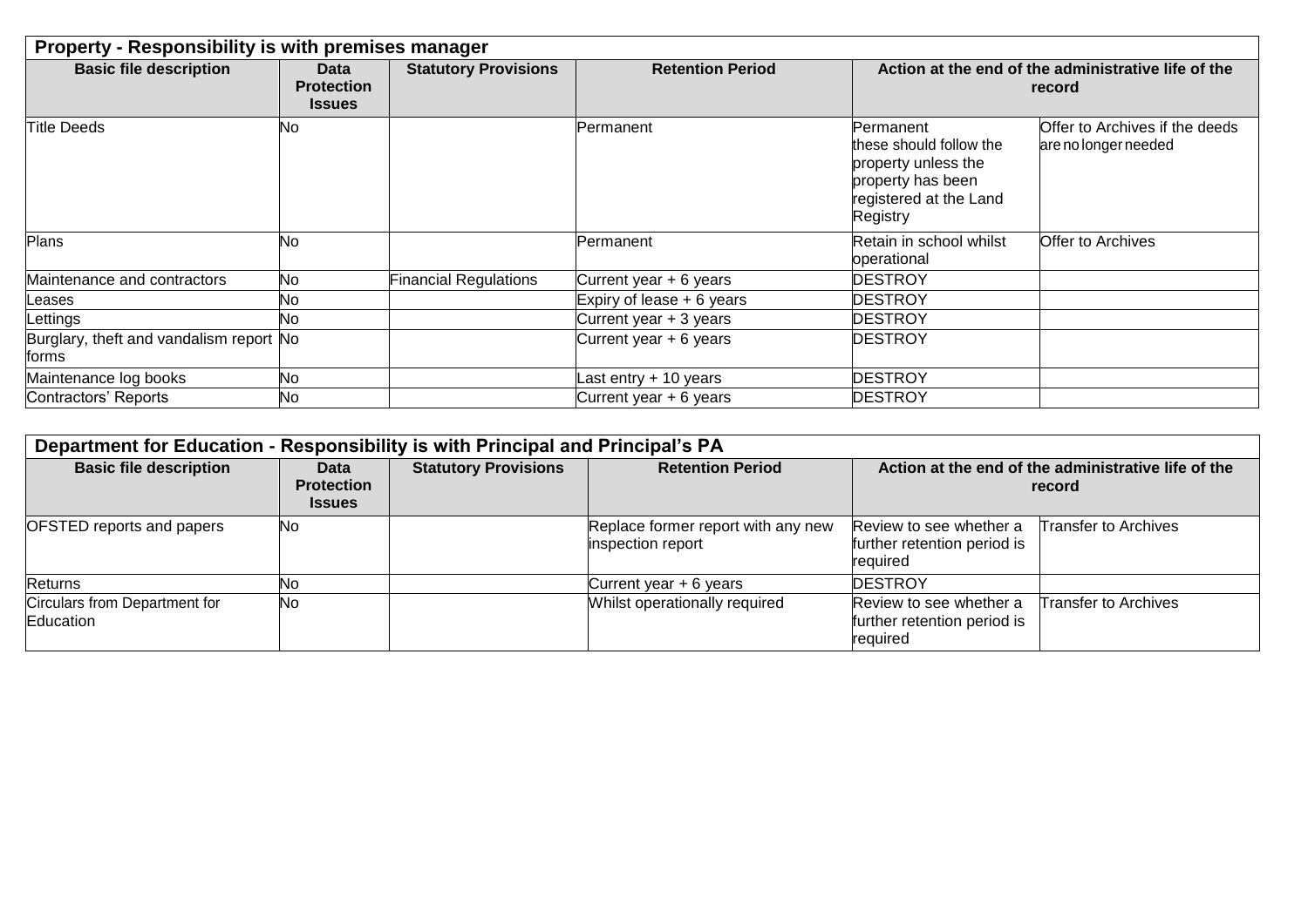| Property - Responsibility is with premises manager | | | | | |
|---|---|---|---|---|---|
| **Basic file description** | **Data Protection Issues** | **Statutory Provisions** | **Retention Period** | **Action at the end of the administrative life of the record** | |
| Title Deeds | No | | Permanent | Permanent these should follow the property unless the property has been registered at the Land Registry | Offer to Archives if the deeds are no longer needed |
| Plans | No | | Permanent | Retain in school whilst operational | Offer to Archives |
| Maintenance and contractors | No | Financial Regulations | Current year + 6 years | DESTROY | |
| Leases | No | | Expiry of lease + 6 years | DESTROY | |
| Lettings | No | | Current year + 3 years | DESTROY | |
| Burglary, theft and vandalism report forms | No | | Current year + 6 years | DESTROY | |
| Maintenance log books | No | | Last entry + 10 years | DESTROY | |
| Contractors' Reports | No | | Current year + 6 years | DESTROY | |

| Department for Education - Responsibility is with Principal and Principal's PA | | | | | |
|---|---|---|---|---|---|
| **Basic file description** | **Data Protection Issues** | **Statutory Provisions** | **Retention Period** | **Action at the end of the administrative life of the record** | |
| OFSTED reports and papers | No | | Replace former report with any new inspection report | Review to see whether a further retention period is required | Transfer to Archives |
| Returns | No | | Current year + 6 years | DESTROY | |
| Circulars from Department for Education | No | | Whilst operationally required | Review to see whether a further retention period is required | Transfer to Archives |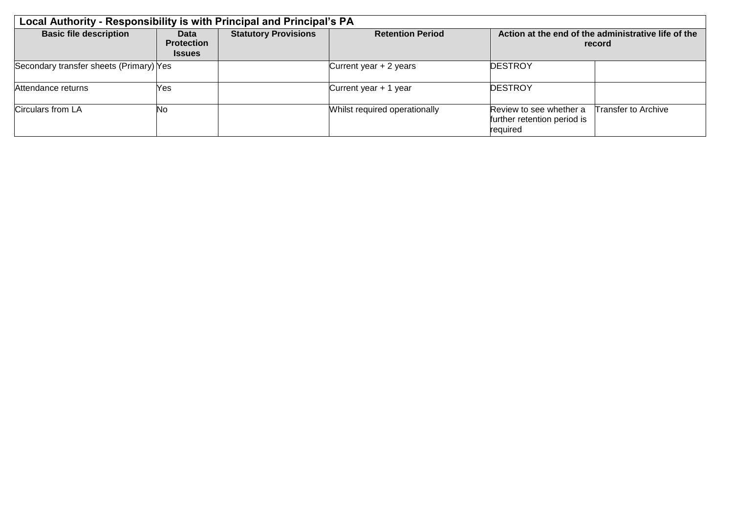| Local Authority - Responsibility is with Principal and Principal's PA | | | | | |
|---|---|---|---|---|---|
| **Basic file description** | **Data Protection Issues** | **Statutory Provisions** | **Retention Period** | **Action at the end of the administrative life of the record** | |
| Secondary transfer sheets (Primary) | Yes | | Current year + 2 years | DESTROY | |
| Attendance returns | Yes | | Current year + 1 year | DESTROY | |
| Circulars from LA | No | | Whilst required operationally | Review to see whether a further retention period is required | Transfer to Archive |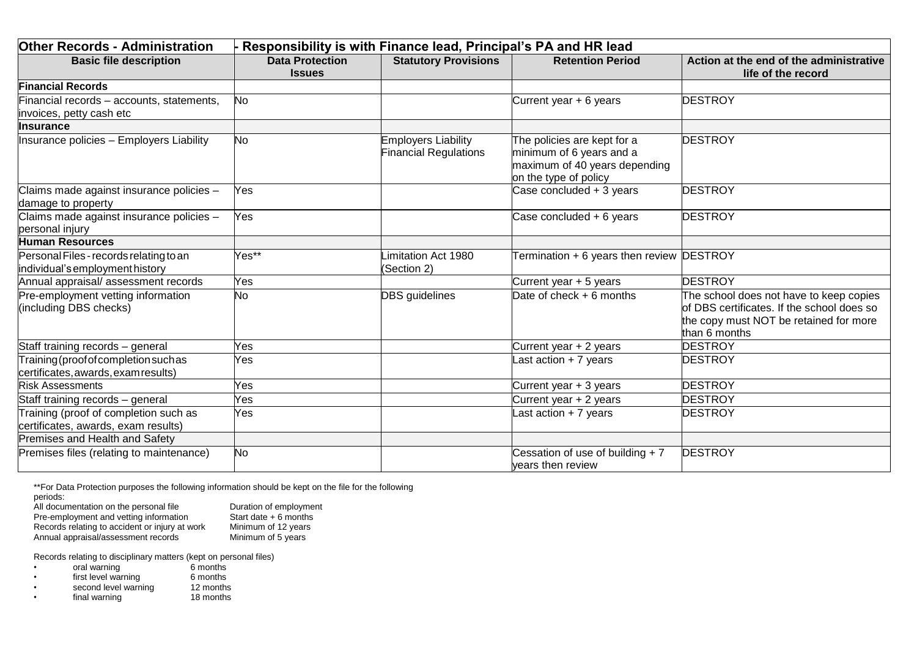| Other Records - Administration | - Responsibility is with Finance lead, Principal's PA and HR lead | | | |
|---|---|---|---|---|
| **Basic file description** | **Data Protection Issues** | **Statutory Provisions** | **Retention Period** | **Action at the end of the administrative life of the record** |
| **Financial Records** | | | | |
| Financial records – accounts, statements, invoices, petty cash etc | No | | Current year + 6 years | DESTROY |
| **Insurance** | | | | |
| Insurance policies – Employers Liability | No | Employers Liability Financial Regulations | The policies are kept for a minimum of 6 years and a maximum of 40 years depending on the type of policy | DESTROY |
| Claims made against insurance policies – damage to property | Yes | | Case concluded + 3 years | DESTROY |
| Claims made against insurance policies – personal injury | Yes | | Case concluded + 6 years | DESTROY |
| **Human Resources** | | | | |
| Personal Files - records relating to an individual's employment history | Yes** | Limitation Act 1980 (Section 2) | Termination + 6 years then review | DESTROY |
| Annual appraisal/ assessment records | Yes | | Current year + 5 years | DESTROY |
| Pre-employment vetting information (including DBS checks) | No | DBS guidelines | Date of check + 6 months | The school does not have to keep copies of DBS certificates. If the school does so the copy must NOT be retained for more than 6 months |
| Staff training records – general | Yes | | Current year + 2 years | DESTROY |
| Training (proof of completion such as certificates, awards, exam results) | Yes | | Last action + 7 years | DESTROY |
| Risk Assessments | Yes | | Current year + 3 years | DESTROY |
| Staff training records – general | Yes | | Current year + 2 years | DESTROY |
| Training (proof of completion such as certificates, awards, exam results) | Yes | | Last action + 7 years | DESTROY |
| Premises and Health and Safety | | | | |
| Premises files (relating to maintenance) | No | | Cessation of use of building + 7 years then review | DESTROY |

**For Data Protection purposes the following information should be kept on the file for the following periods:

| | |
|---|---|
| All documentation on the personal file | Duration of employment |
| Pre-employment and vetting information | Start date + 6 months |
| Records relating to accident or injury at work | Minimum of 12 years |
| Annual appraisal/assessment records | Minimum of 5 years |

Records relating to disciplinary matters (kept on personal files)

- oral warning 6 months
- first level warning 6 months
- second level warning 12 months
- final warning 18 months